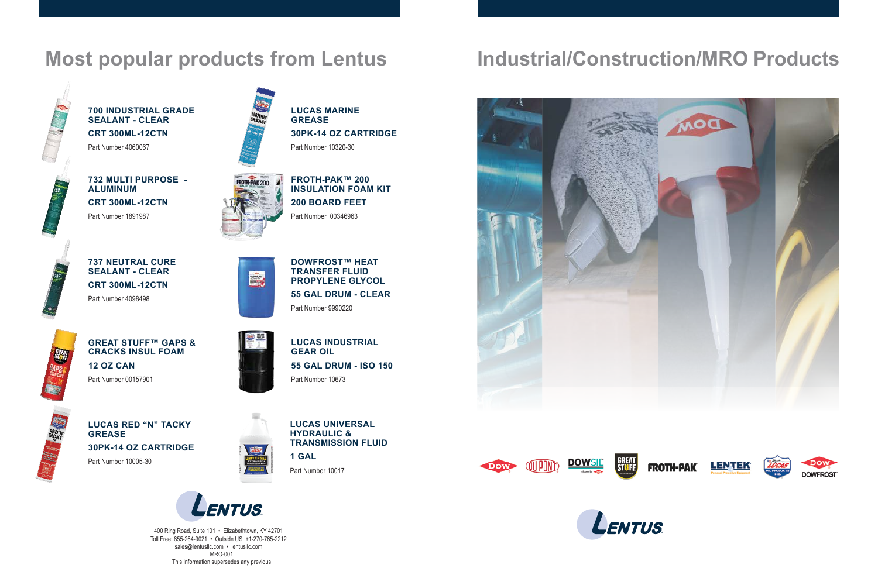# Most popular products from Lentus

**700 INDUSTRIAL GRADE SEALANT - CLEAR**

**CRT 300ML-12CTN**

Part Number 4060067

**732 MULTI PURPOSE - ALUMINUM**

**CRT 300ML-12CTN**

Part Number 1891987

**737 NEUTRAL CURE SEALANT - CLEAR**

**CRT 300ML-12CTN**

Part Number 4098498

**GREAT STUFF™ GAPS & CRACKS INSUL FOAM**

**12 OZ CAN**

Part Number 00157901

**LUCAS RED "N" TACKY GREASE**

**30PK-14 OZ CARTRIDGE**

Part Number 10005-30

**LUCAS MARINE GREASE**

**30PK-14 OZ CARTRIDGE**

Part Number 10320-30

**FROTH-PAK™ 200 INSULATION FOAM KIT**

**200 BOARD FEET**

Part Number 00346963

**DOWFROST™ HEAT TRANSFER FLUID PROPYLENE GLYCOL**

**55 GAL DRUM - CLEAR**

Part Number 9990220

**LUCAS INDUSTRIAL GEAR OIL**

**55 GAL DRUM - ISO 150**

Part Number 10673

**LUCAS UNIVERSAL HYDRAULIC & TRANSMISSION FLUID**

**1 GAL**

Part Number 10017

LENTUS

400 Ring Road, Suite 101 • Elizabethtown, KY 42701
Toll Free: 855-264-9021 • Outside US: +1-270-765-2212
sales@lentusllc.com • lentusllc.com
MRO-001
This information supersedes any previous

# Industrial/Construction/MRO Products

DOW DUPONT DOWSIL GREAT STUFF FROTH-PAK LENTEK LUCAS OIL PRODUCTS DOW DOWFROST

LENTUS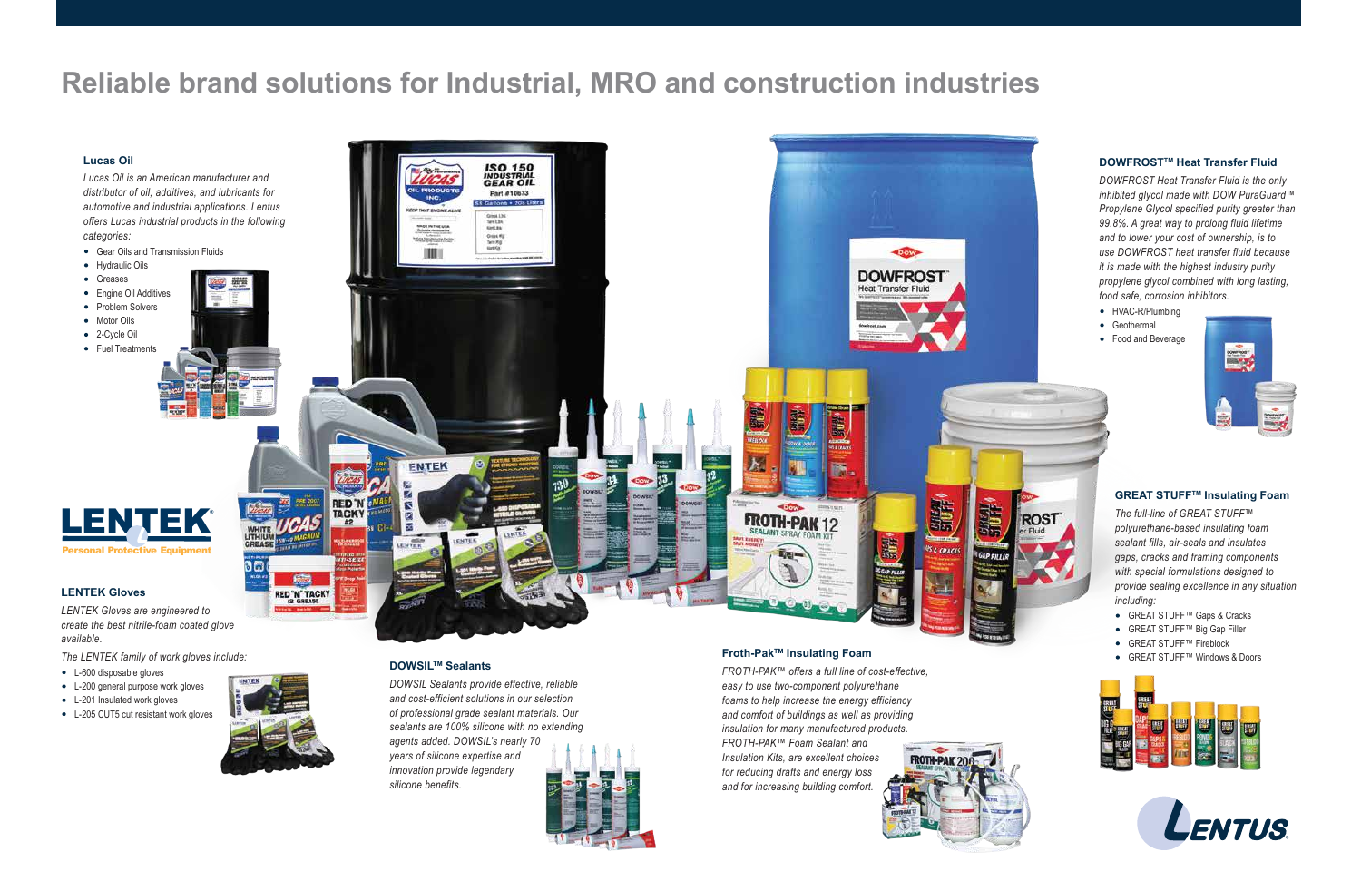# Reliable brand solutions for Industrial, MRO and construction industries

### Lucas Oil

*Lucas Oil is an American manufacturer and distributor of oil, additives, and lubricants for automotive and industrial applications. Lentus offers Lucas industrial products in the following categories:*

- Gear Oils and Transmission Fluids
- Hydraulic Oils
- Greases
- Engine Oil Additives
- Problem Solvers
- Motor Oils
- 2-Cycle Oil
- Fuel Treatments

LENTEK
Personal Protective Equipment

### LENTEK Gloves

*LENTEK Gloves are engineered to create the best nitrile-foam coated glove available.*

*The LENTEK family of work gloves include:*

- L-600 disposable gloves
- L-200 general purpose work gloves
- L-201 Insulated work gloves
- L-205 CUT5 cut resistant work gloves

### DOWSIL™ Sealants

*DOWSIL Sealants provide effective, reliable and cost-efficient solutions in our selection of professional grade sealant materials. Our sealants are 100% silicone with no extending agents added. DOWSIL's nearly 70 years of silicone expertise and innovation provide legendary silicone benefits.*

### Froth-Pak™ Insulating Foam

*FROTH-PAK™ offers a full line of cost-effective, easy to use two-component polyurethane foams to help increase the energy efficiency and comfort of buildings as well as providing insulation for many manufactured products. FROTH-PAK™ Foam Sealant and Insulation Kits, are excellent choices for reducing drafts and energy loss and for increasing building comfort.*

### DOWFROST™ Heat Transfer Fluid

*DOWFROST Heat Transfer Fluid is the only inhibited glycol made with DOW PuraGuard™ Propylene Glycol specified purity greater than 99.8%. A great way to prolong fluid lifetime and to lower your cost of ownership, is to use DOWFROST heat transfer fluid because it is made with the highest industry purity propylene glycol combined with long lasting, food safe, corrosion inhibitors.*

- HVAC-R/Plumbing
- Geothermal
- Food and Beverage

### GREAT STUFF™ Insulating Foam

*The full-line of GREAT STUFF™ polyurethane-based insulating foam sealant fills, air-seals and insulates gaps, cracks and framing components with special formulations designed to provide sealing excellence in any situation including:*

- GREAT STUFF™ Gaps & Cracks
- GREAT STUFF™ Big Gap Filler
- GREAT STUFF™ Fireblock
- GREAT STUFF™ Windows & Doors

LENTUS